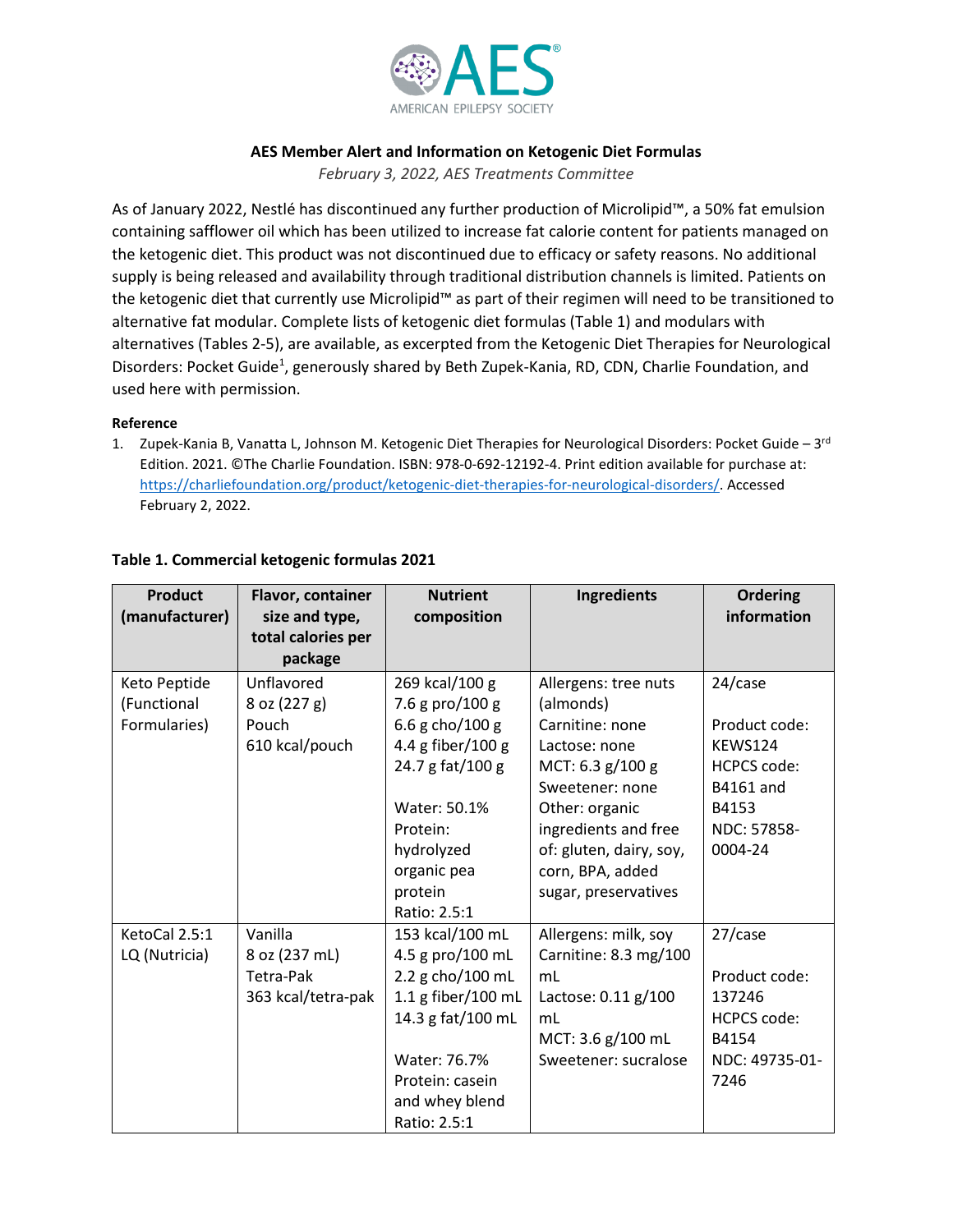AES

AMERICAN EPILEPSY SOCIETY

**AES Member Alert and Information on Ketogenic Diet Formulas**

*February 3, 2022, AES Treatments Committee*

As of January 2022, Nestlé has discontinued any further production of Microlipid™, a 50% fat emulsion containing safflower oil which has been utilized to increase fat calorie content for patients managed on the ketogenic diet. This product was not discontinued due to efficacy or safety reasons. No additional supply is being released and availability through traditional distribution channels is limited. Patients on the ketogenic diet that currently use Microlipid™ as part of their regimen will need to be transitioned to alternative fat modular. Complete lists of ketogenic diet formulas (Table 1) and modulars with alternatives (Tables 2-5), are available, as excerpted from the Ketogenic Diet Therapies for Neurological Disorders: Pocket Guide[1], generously shared by Beth Zupek-Kania, RD, CDN, Charlie Foundation, and used here with permission.

**Reference**

1. Zupek-Kania B, Vanatta L, Johnson M. Ketogenic Diet Therapies for Neurological Disorders: Pocket Guide – 3rd Edition. 2021. ©The Charlie Foundation. ISBN: 978-0-692-12192-4. Print edition available for purchase at: https://charliefoundation.org/product/ketogenic-diet-therapies-for-neurological-disorders/. Accessed February 2, 2022.

**Table 1. Commercial ketogenic formulas 2021**

| Product (manufacturer) | Flavor, container size and type, total calories per package | Nutrient composition | Ingredients | Ordering information |
|---|---|---|---|---|
| Keto Peptide (Functional Formularies) | Unflavored<br>8 oz (227 g)<br>Pouch<br>610 kcal/pouch | 269 kcal/100 g<br>7.6 g pro/100 g<br>6.6 g cho/100 g<br>4.4 g fiber/100 g<br>24.7 g fat/100 g<br><br>Water: 50.1%<br>Protein: hydrolyzed organic pea protein<br>Ratio: 2.5:1 | Allergens: tree nuts (almonds)<br>Carnitine: none<br>Lactose: none<br>MCT: 6.3 g/100 g<br>Sweetener: none<br>Other: organic ingredients and free of: gluten, dairy, soy, corn, BPA, added sugar, preservatives | 24/case<br><br>Product code: KEWS124<br>HCPCS code: B4161 and B4153<br>NDC: 57858-0004-24 |
| KetoCal 2.5:1 LQ (Nutricia) | Vanilla<br>8 oz (237 mL)<br>Tetra-Pak<br>363 kcal/tetra-pak | 153 kcal/100 mL<br>4.5 g pro/100 mL<br>2.2 g cho/100 mL<br>1.1 g fiber/100 mL<br>14.3 g fat/100 mL<br><br>Water: 76.7%<br>Protein: casein and whey blend<br>Ratio: 2.5:1 | Allergens: milk, soy<br>Carnitine: 8.3 mg/100 mL<br>Lactose: 0.11 g/100 mL<br>MCT: 3.6 g/100 mL<br>Sweetener: sucralose | 27/case<br><br>Product code: 137246<br>HCPCS code: B4154<br>NDC: 49735-01-7246 |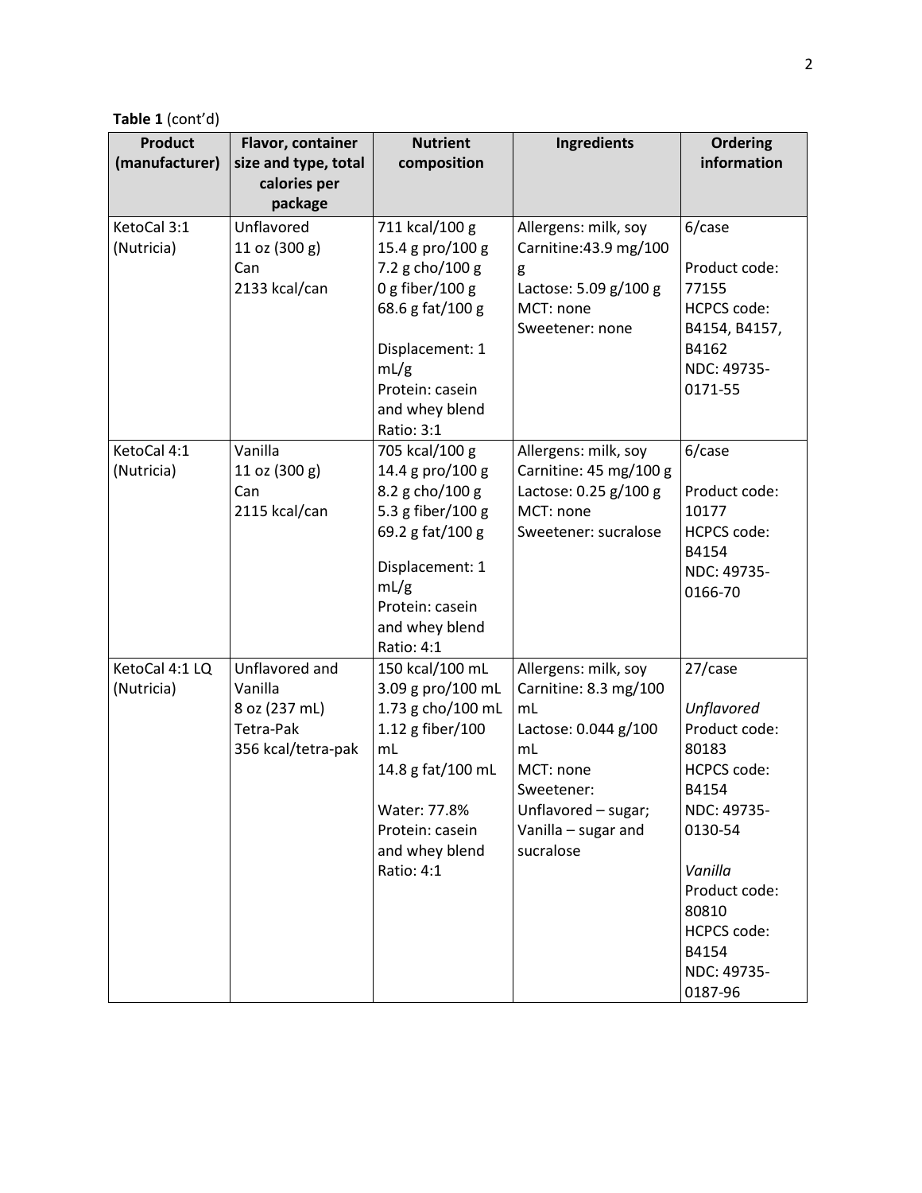**Table 1** (cont'd)

| Product (manufacturer) | Flavor, container size and type, total calories per package | Nutrient composition | Ingredients | Ordering information |
|---|---|---|---|---|
| KetoCal 3:1 (Nutricia) | Unflavored<br>11 oz (300 g)<br>Can<br>2133 kcal/can | 711 kcal/100 g<br>15.4 g pro/100 g<br>7.2 g cho/100 g<br>0 g fiber/100 g<br>68.6 g fat/100 g<br><br>Displacement: 1 mL/g<br>Protein: casein and whey blend<br>Ratio: 3:1 | Allergens: milk, soy<br>Carnitine:43.9 mg/100 g<br>Lactose: 5.09 g/100 g<br>MCT: none<br>Sweetener: none | 6/case<br><br>Product code: 77155<br>HCPCS code: B4154, B4157, B4162<br>NDC: 49735-0171-55 |
| KetoCal 4:1 (Nutricia) | Vanilla<br>11 oz (300 g)<br>Can<br>2115 kcal/can | 705 kcal/100 g<br>14.4 g pro/100 g<br>8.2 g cho/100 g<br>5.3 g fiber/100 g<br>69.2 g fat/100 g<br><br>Displacement: 1 mL/g<br>Protein: casein and whey blend<br>Ratio: 4:1 | Allergens: milk, soy<br>Carnitine: 45 mg/100 g<br>Lactose: 0.25 g/100 g<br>MCT: none<br>Sweetener: sucralose | 6/case<br><br>Product code: 10177<br>HCPCS code: B4154<br>NDC: 49735-0166-70 |
| KetoCal 4:1 LQ (Nutricia) | Unflavored and Vanilla<br>8 oz (237 mL)<br>Tetra-Pak<br>356 kcal/tetra-pak | 150 kcal/100 mL<br>3.09 g pro/100 mL<br>1.73 g cho/100 mL<br>1.12 g fiber/100 mL<br>14.8 g fat/100 mL<br><br>Water: 77.8%<br>Protein: casein and whey blend<br>Ratio: 4:1 | Allergens: milk, soy<br>Carnitine: 8.3 mg/100 mL<br>Lactose: 0.044 g/100 mL<br>MCT: none<br>Sweetener: Unflavored – sugar; Vanilla – sugar and sucralose | 27/case<br><br>*Unflavored*<br>Product code: 80183<br>HCPCS code: B4154<br>NDC: 49735-0130-54<br><br>*Vanilla*<br>Product code: 80810<br>HCPCS code: B4154<br>NDC: 49735-0187-96 |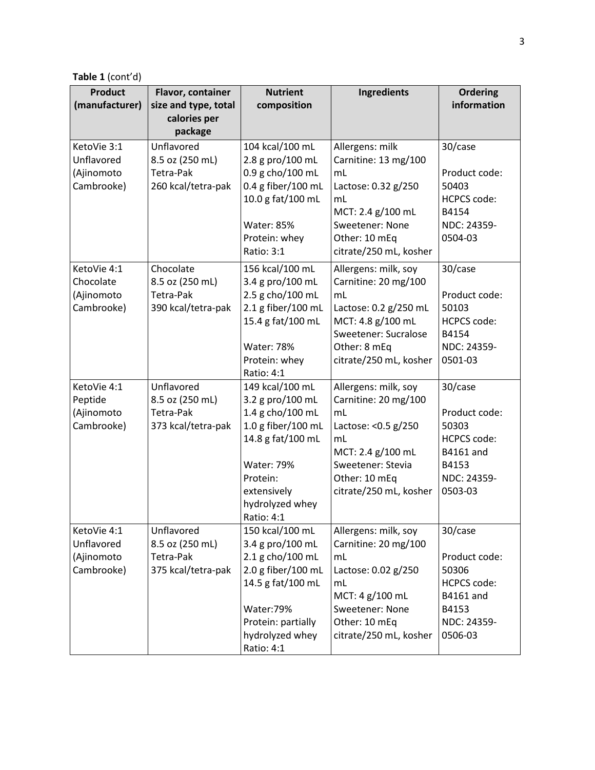**Table 1** (cont'd)

| Product (manufacturer) | Flavor, container size and type, total calories per package | Nutrient composition | Ingredients | Ordering information |
|---|---|---|---|---|
| KetoVie 3:1 Unflavored (Ajinomoto Cambrooke) | Unflavored<br>8.5 oz (250 mL)<br>Tetra-Pak<br>260 kcal/tetra-pak | 104 kcal/100 mL<br>2.8 g pro/100 mL<br>0.9 g cho/100 mL<br>0.4 g fiber/100 mL<br>10.0 g fat/100 mL<br><br>Water: 85%<br>Protein: whey<br>Ratio: 3:1 | Allergens: milk<br>Carnitine: 13 mg/100 mL<br>Lactose: 0.32 g/250 mL<br>MCT: 2.4 g/100 mL<br>Sweetener: None<br>Other: 10 mEq citrate/250 mL, kosher | 30/case<br><br>Product code: 50403<br>HCPCS code: B4154<br>NDC: 24359-0504-03 |
| KetoVie 4:1 Chocolate (Ajinomoto Cambrooke) | Chocolate<br>8.5 oz (250 mL)<br>Tetra-Pak<br>390 kcal/tetra-pak | 156 kcal/100 mL<br>3.4 g pro/100 mL<br>2.5 g cho/100 mL<br>2.1 g fiber/100 mL<br>15.4 g fat/100 mL<br><br>Water: 78%<br>Protein: whey<br>Ratio: 4:1 | Allergens: milk, soy<br>Carnitine: 20 mg/100 mL<br>Lactose: 0.2 g/250 mL<br>MCT: 4.8 g/100 mL<br>Sweetener: Sucralose<br>Other: 8 mEq citrate/250 mL, kosher | 30/case<br><br>Product code: 50103<br>HCPCS code: B4154<br>NDC: 24359-0501-03 |
| KetoVie 4:1 Peptide (Ajinomoto Cambrooke) | Unflavored<br>8.5 oz (250 mL)<br>Tetra-Pak<br>373 kcal/tetra-pak | 149 kcal/100 mL<br>3.2 g pro/100 mL<br>1.4 g cho/100 mL<br>1.0 g fiber/100 mL<br>14.8 g fat/100 mL<br><br>Water: 79%<br>Protein: extensively hydrolyzed whey<br>Ratio: 4:1 | Allergens: milk, soy<br>Carnitine: 20 mg/100 mL<br>Lactose: <0.5 g/250 mL<br>MCT: 2.4 g/100 mL<br>Sweetener: Stevia<br>Other: 10 mEq citrate/250 mL, kosher | 30/case<br><br>Product code: 50303<br>HCPCS code: B4161 and B4153<br>NDC: 24359-0503-03 |
| KetoVie 4:1 Unflavored (Ajinomoto Cambrooke) | Unflavored<br>8.5 oz (250 mL)<br>Tetra-Pak<br>375 kcal/tetra-pak | 150 kcal/100 mL<br>3.4 g pro/100 mL<br>2.1 g cho/100 mL<br>2.0 g fiber/100 mL<br>14.5 g fat/100 mL<br><br>Water:79%<br>Protein: partially hydrolyzed whey<br>Ratio: 4:1 | Allergens: milk, soy<br>Carnitine: 20 mg/100 mL<br>Lactose: 0.02 g/250 mL<br>MCT: 4 g/100 mL<br>Sweetener: None<br>Other: 10 mEq citrate/250 mL, kosher | 30/case<br><br>Product code: 50306<br>HCPCS code: B4161 and B4153<br>NDC: 24359-0506-03 |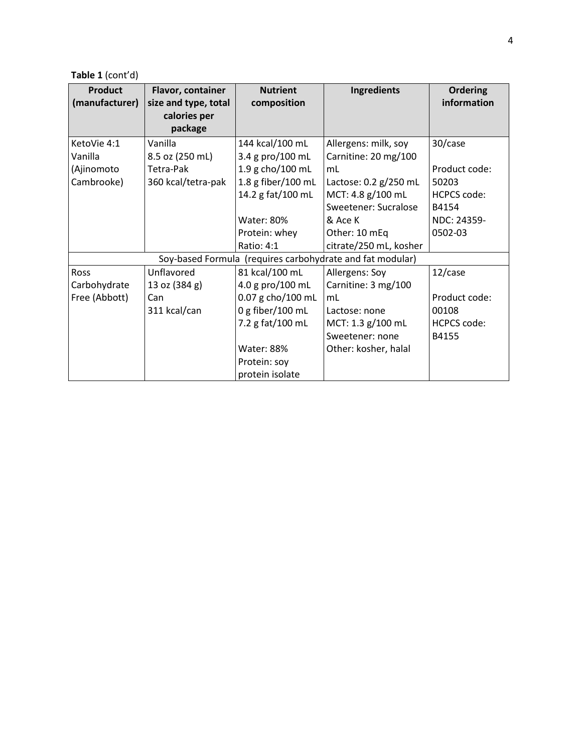**Table 1** (cont'd)

| Product (manufacturer) | Flavor, container size and type, total calories per package | Nutrient composition | Ingredients | Ordering information |
|---|---|---|---|---|
| KetoVie 4:1 Vanilla (Ajinomoto Cambrooke) | Vanilla<br>8.5 oz (250 mL)<br>Tetra-Pak<br>360 kcal/tetra-pak | 144 kcal/100 mL<br>3.4 g pro/100 mL<br>1.9 g cho/100 mL<br>1.8 g fiber/100 mL<br>14.2 g fat/100 mL<br><br>Water: 80%<br>Protein: whey<br>Ratio: 4:1 | Allergens: milk, soy<br>Carnitine: 20 mg/100 mL<br>Lactose: 0.2 g/250 mL<br>MCT: 4.8 g/100 mL<br>Sweetener: Sucralose & Ace K<br>Other: 10 mEq citrate/250 mL, kosher | 30/case<br><br>Product code: 50203<br>HCPCS code: B4154<br>NDC: 24359-0502-03 |
| Soy-based Formula (requires carbohydrate and fat modular) | | | | |
| Ross Carbohydrate Free (Abbott) | Unflavored<br>13 oz (384 g)<br>Can<br>311 kcal/can | 81 kcal/100 mL<br>4.0 g pro/100 mL<br>0.07 g cho/100 mL<br>0 g fiber/100 mL<br>7.2 g fat/100 mL<br><br>Water: 88%<br>Protein: soy protein isolate | Allergens: Soy<br>Carnitine: 3 mg/100 mL<br>Lactose: none<br>MCT: 1.3 g/100 mL<br>Sweetener: none<br>Other: kosher, halal | 12/case<br><br>Product code: 00108<br>HCPCS code: B4155 |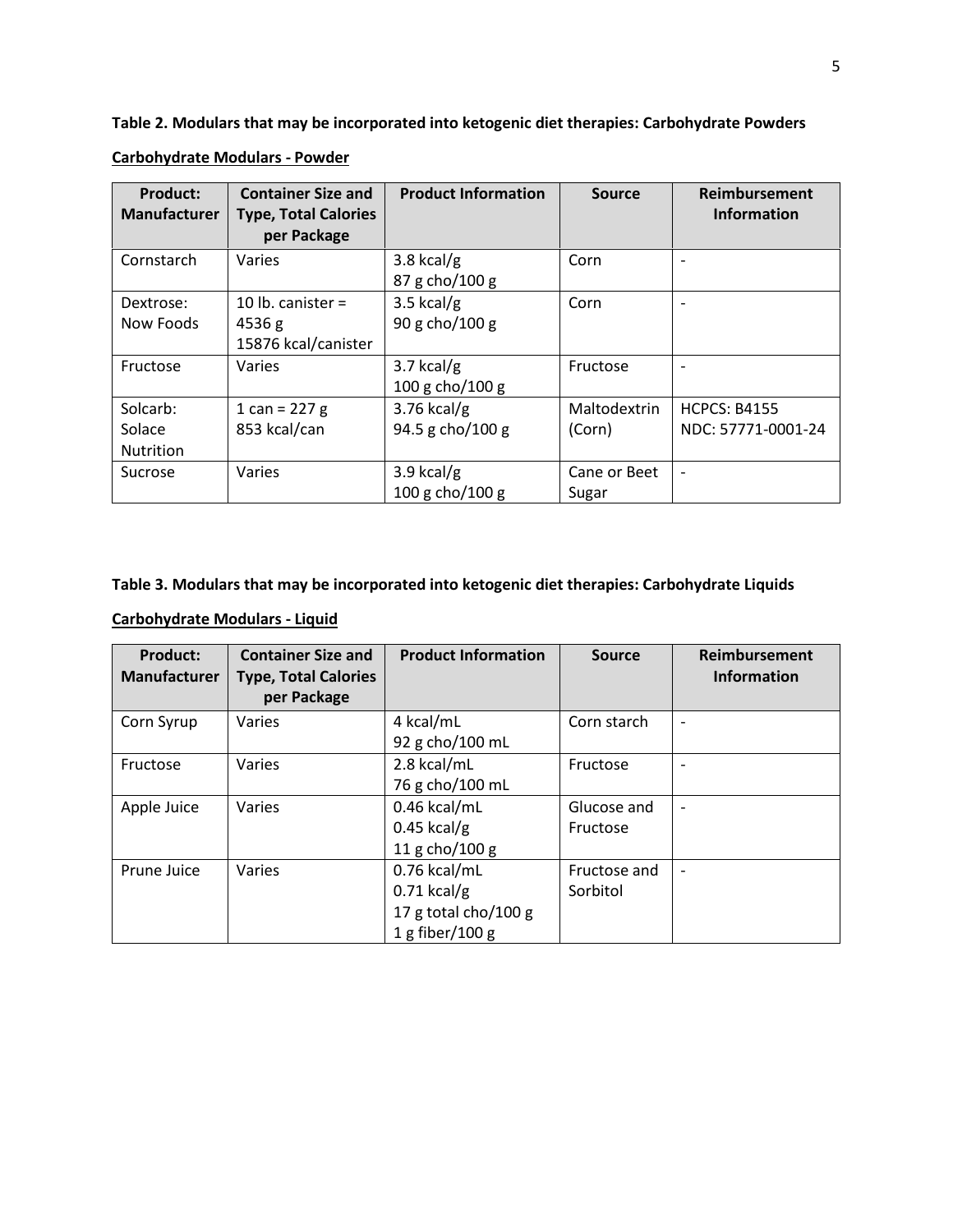**Table 2. Modulars that may be incorporated into ketogenic diet therapies: Carbohydrate Powders**

**<u>Carbohydrate Modulars - Powder</u>**

| Product: Manufacturer | Container Size and Type, Total Calories per Package | Product Information | Source | Reimbursement Information |
|---|---|---|---|---|
| Cornstarch | Varies | 3.8 kcal/g<br>87 g cho/100 g | Corn | - |
| Dextrose: Now Foods | 10 lb. canister = 4536 g<br>15876 kcal/canister | 3.5 kcal/g<br>90 g cho/100 g | Corn | - |
| Fructose | Varies | 3.7 kcal/g<br>100 g cho/100 g | Fructose | - |
| Solcarb: Solace Nutrition | 1 can = 227 g<br>853 kcal/can | 3.76 kcal/g<br>94.5 g cho/100 g | Maltodextrin (Corn) | HCPCS: B4155<br>NDC: 57771-0001-24 |
| Sucrose | Varies | 3.9 kcal/g<br>100 g cho/100 g | Cane or Beet Sugar | - |

**Table 3. Modulars that may be incorporated into ketogenic diet therapies: Carbohydrate Liquids**

**<u>Carbohydrate Modulars - Liquid</u>**

| Product: Manufacturer | Container Size and Type, Total Calories per Package | Product Information | Source | Reimbursement Information |
|---|---|---|---|---|
| Corn Syrup | Varies | 4 kcal/mL<br>92 g cho/100 mL | Corn starch | - |
| Fructose | Varies | 2.8 kcal/mL<br>76 g cho/100 mL | Fructose | - |
| Apple Juice | Varies | 0.46 kcal/mL<br>0.45 kcal/g<br>11 g cho/100 g | Glucose and Fructose | - |
| Prune Juice | Varies | 0.76 kcal/mL<br>0.71 kcal/g<br>17 g total cho/100 g<br>1 g fiber/100 g | Fructose and Sorbitol | - |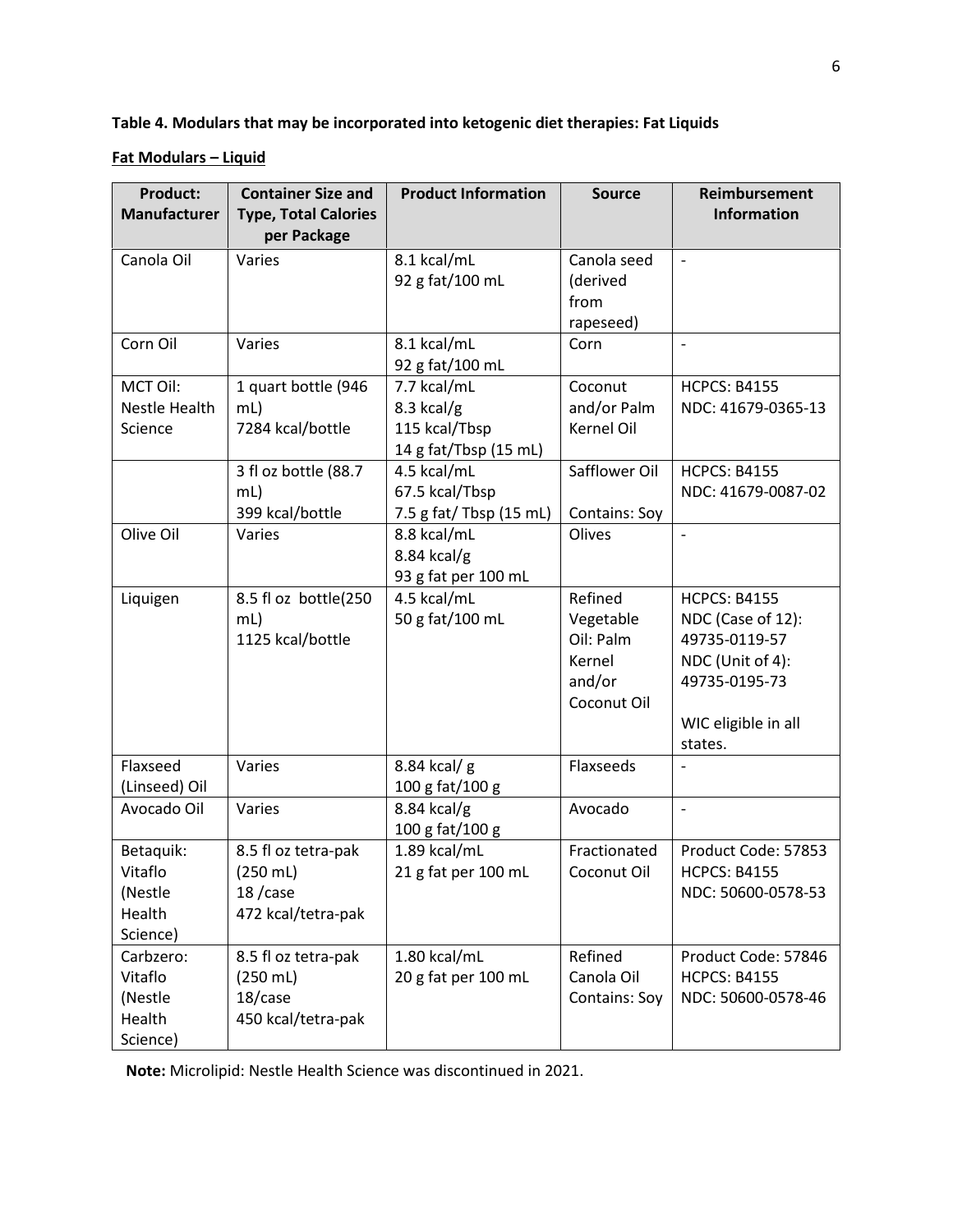**Table 4. Modulars that may be incorporated into ketogenic diet therapies: Fat Liquids**

**Fat Modulars – Liquid**

| Product: Manufacturer | Container Size and Type, Total Calories per Package | Product Information | Source | Reimbursement Information |
|---|---|---|---|---|
| Canola Oil | Varies | 8.1 kcal/mL<br>92 g fat/100 mL | Canola seed (derived from rapeseed) | - |
| Corn Oil | Varies | 8.1 kcal/mL<br>92 g fat/100 mL | Corn | - |
| MCT Oil: Nestle Health Science | 1 quart bottle (946 mL)<br>7284 kcal/bottle | 7.7 kcal/mL<br>8.3 kcal/g<br>115 kcal/Tbsp<br>14 g fat/Tbsp (15 mL) | Coconut and/or Palm Kernel Oil | HCPCS: B4155<br>NDC: 41679-0365-13 |
| | 3 fl oz bottle (88.7 mL)<br>399 kcal/bottle | 4.5 kcal/mL<br>67.5 kcal/Tbsp<br>7.5 g fat/ Tbsp (15 mL) | Safflower Oil<br><br>Contains: Soy | HCPCS: B4155<br>NDC: 41679-0087-02 |
| Olive Oil | Varies | 8.8 kcal/mL<br>8.84 kcal/g<br>93 g fat per 100 mL | Olives | - |
| Liquigen | 8.5 fl oz bottle(250 mL)<br>1125 kcal/bottle | 4.5 kcal/mL<br>50 g fat/100 mL | Refined Vegetable Oil: Palm Kernel and/or Coconut Oil | HCPCS: B4155<br>NDC (Case of 12): 49735-0119-57<br>NDC (Unit of 4): 49735-0195-73<br><br>WIC eligible in all states. |
| Flaxseed (Linseed) Oil | Varies | 8.84 kcal/ g<br>100 g fat/100 g | Flaxseeds | - |
| Avocado Oil | Varies | 8.84 kcal/g<br>100 g fat/100 g | Avocado | - |
| Betaquik: Vitaflo (Nestle Health Science) | 8.5 fl oz tetra-pak (250 mL)<br>18 /case<br>472 kcal/tetra-pak | 1.89 kcal/mL<br>21 g fat per 100 mL | Fractionated Coconut Oil | Product Code: 57853<br>HCPCS: B4155<br>NDC: 50600-0578-53 |
| Carbzero: Vitaflo (Nestle Health Science) | 8.5 fl oz tetra-pak (250 mL)<br>18/case<br>450 kcal/tetra-pak | 1.80 kcal/mL<br>20 g fat per 100 mL | Refined Canola Oil<br>Contains: Soy | Product Code: 57846<br>HCPCS: B4155<br>NDC: 50600-0578-46 |

**Note:** Microlipid: Nestle Health Science was discontinued in 2021.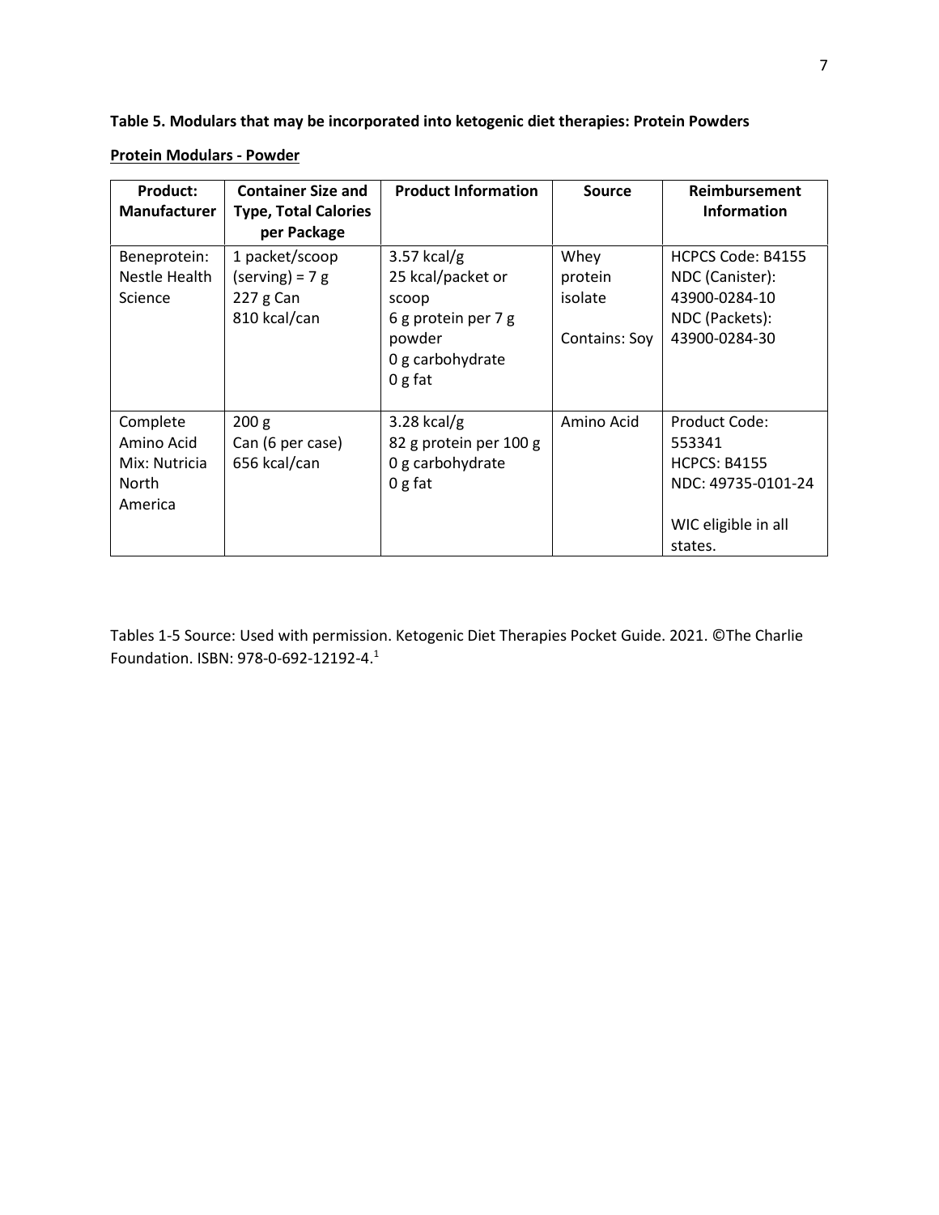**Table 5. Modulars that may be incorporated into ketogenic diet therapies: Protein Powders**

**Protein Modulars - Powder**

| Product: Manufacturer | Container Size and Type, Total Calories per Package | Product Information | Source | Reimbursement Information |
|---|---|---|---|---|
| Beneprotein: Nestle Health Science | 1 packet/scoop (serving) = 7 g<br>227 g Can<br>810 kcal/can | 3.57 kcal/g<br>25 kcal/packet or scoop<br>6 g protein per 7 g powder<br>0 g carbohydrate<br>0 g fat | Whey protein isolate<br><br>Contains: Soy | HCPCS Code: B4155<br>NDC (Canister): 43900-0284-10<br>NDC (Packets): 43900-0284-30 |
| Complete Amino Acid Mix: Nutricia North America | 200 g<br>Can (6 per case)<br>656 kcal/can | 3.28 kcal/g<br>82 g protein per 100 g<br>0 g carbohydrate<br>0 g fat | Amino Acid | Product Code: 553341<br>HCPCS: B4155<br>NDC: 49735-0101-24<br><br>WIC eligible in all states. |

Tables 1-5 Source: Used with permission. Ketogenic Diet Therapies Pocket Guide. 2021. ©The Charlie Foundation. ISBN: 978-0-692-12192-4.[1]